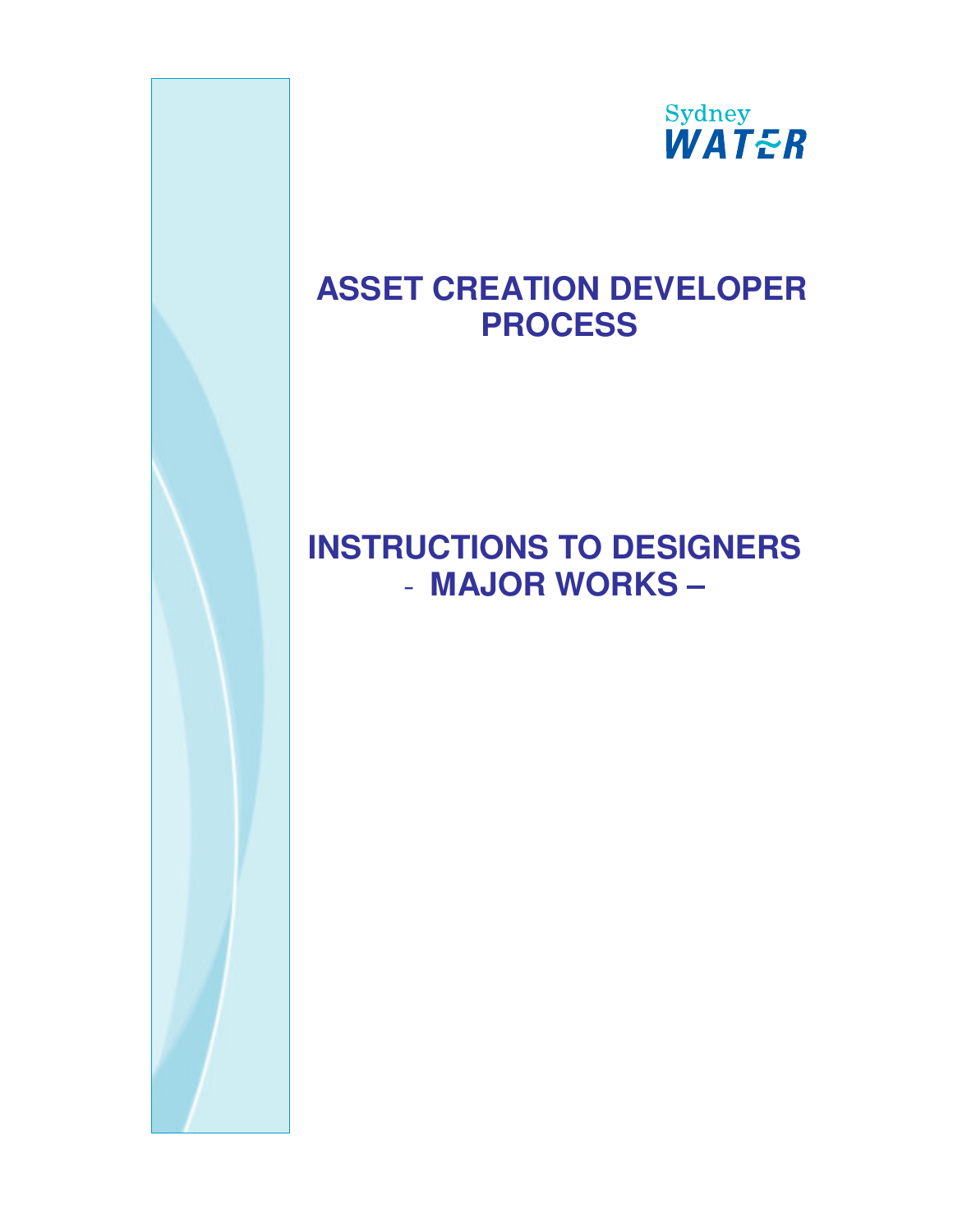Sydney WATER

# ASSET CREATION DEVELOPER PROCESS

# INSTRUCTIONS TO DESIGNERS - MAJOR WORKS –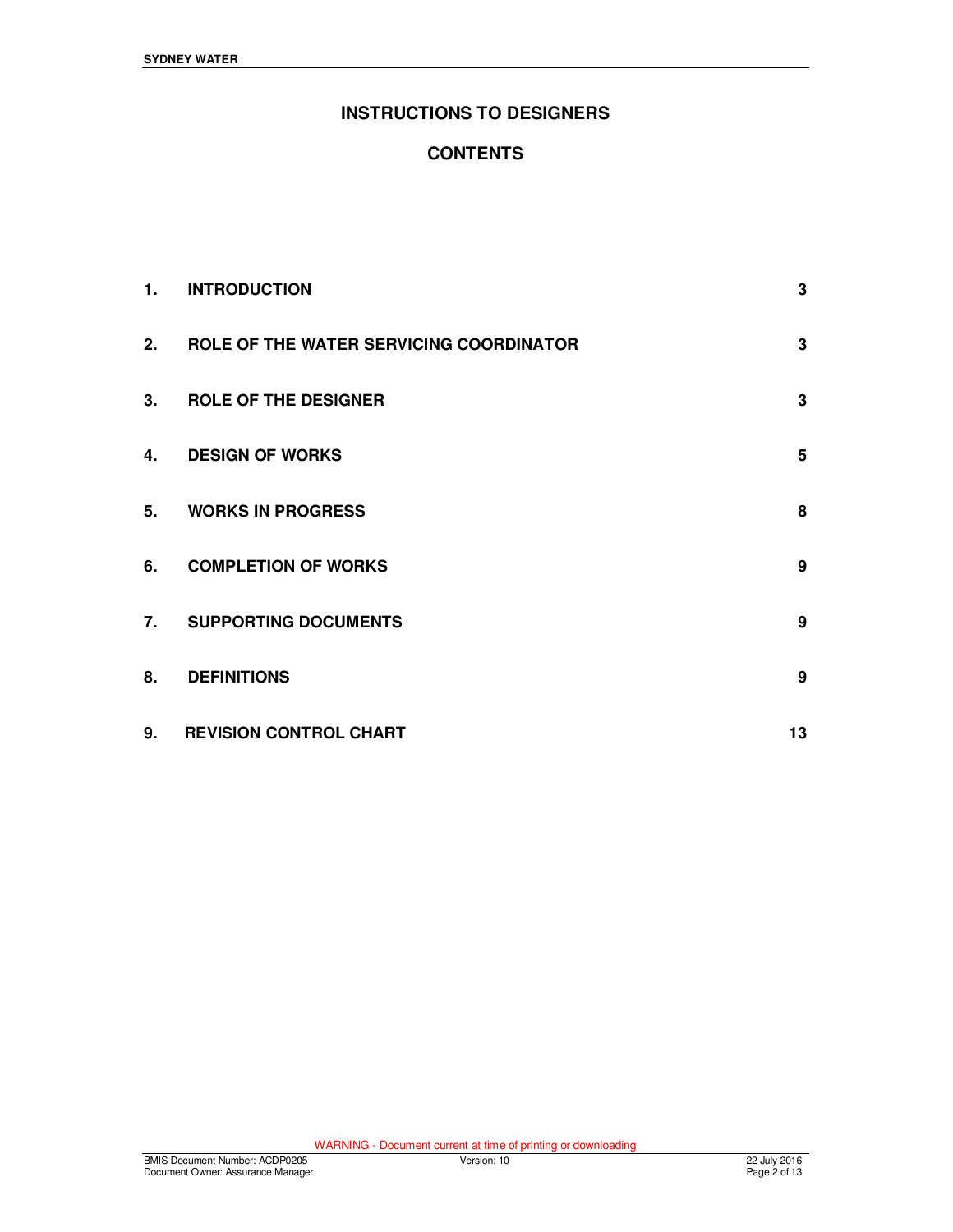# INSTRUCTIONS TO DESIGNERS

## CONTENTS

| | | |
|---|---|---|
| 1. | INTRODUCTION | 3 |
| 2. | ROLE OF THE WATER SERVICING COORDINATOR | 3 |
| 3. | ROLE OF THE DESIGNER | 3 |
| 4. | DESIGN OF WORKS | 5 |
| 5. | WORKS IN PROGRESS | 8 |
| 6. | COMPLETION OF WORKS | 9 |
| 7. | SUPPORTING DOCUMENTS | 9 |
| 8. | DEFINITIONS | 9 |
| 9. | REVISION CONTROL CHART | 13 |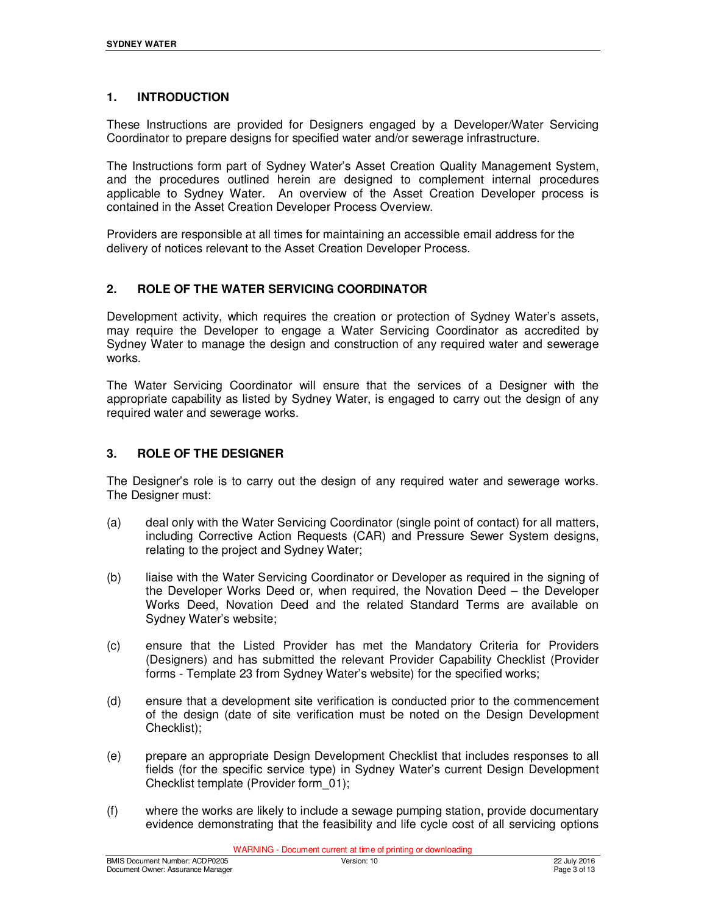## 1. INTRODUCTION

These Instructions are provided for Designers engaged by a Developer/Water Servicing Coordinator to prepare designs for specified water and/or sewerage infrastructure.

The Instructions form part of Sydney Water's Asset Creation Quality Management System, and the procedures outlined herein are designed to complement internal procedures applicable to Sydney Water. An overview of the Asset Creation Developer process is contained in the Asset Creation Developer Process Overview.

Providers are responsible at all times for maintaining an accessible email address for the delivery of notices relevant to the Asset Creation Developer Process.

## 2. ROLE OF THE WATER SERVICING COORDINATOR

Development activity, which requires the creation or protection of Sydney Water's assets, may require the Developer to engage a Water Servicing Coordinator as accredited by Sydney Water to manage the design and construction of any required water and sewerage works.

The Water Servicing Coordinator will ensure that the services of a Designer with the appropriate capability as listed by Sydney Water, is engaged to carry out the design of any required water and sewerage works.

## 3. ROLE OF THE DESIGNER

The Designer's role is to carry out the design of any required water and sewerage works. The Designer must:

(a) deal only with the Water Servicing Coordinator (single point of contact) for all matters, including Corrective Action Requests (CAR) and Pressure Sewer System designs, relating to the project and Sydney Water;

(b) liaise with the Water Servicing Coordinator or Developer as required in the signing of the Developer Works Deed or, when required, the Novation Deed – the Developer Works Deed, Novation Deed and the related Standard Terms are available on Sydney Water's website;

(c) ensure that the Listed Provider has met the Mandatory Criteria for Providers (Designers) and has submitted the relevant Provider Capability Checklist (Provider forms - Template 23 from Sydney Water's website) for the specified works;

(d) ensure that a development site verification is conducted prior to the commencement of the design (date of site verification must be noted on the Design Development Checklist);

(e) prepare an appropriate Design Development Checklist that includes responses to all fields (for the specific service type) in Sydney Water's current Design Development Checklist template (Provider form_01);

(f) where the works are likely to include a sewage pumping station, provide documentary evidence demonstrating that the feasibility and life cycle cost of all servicing options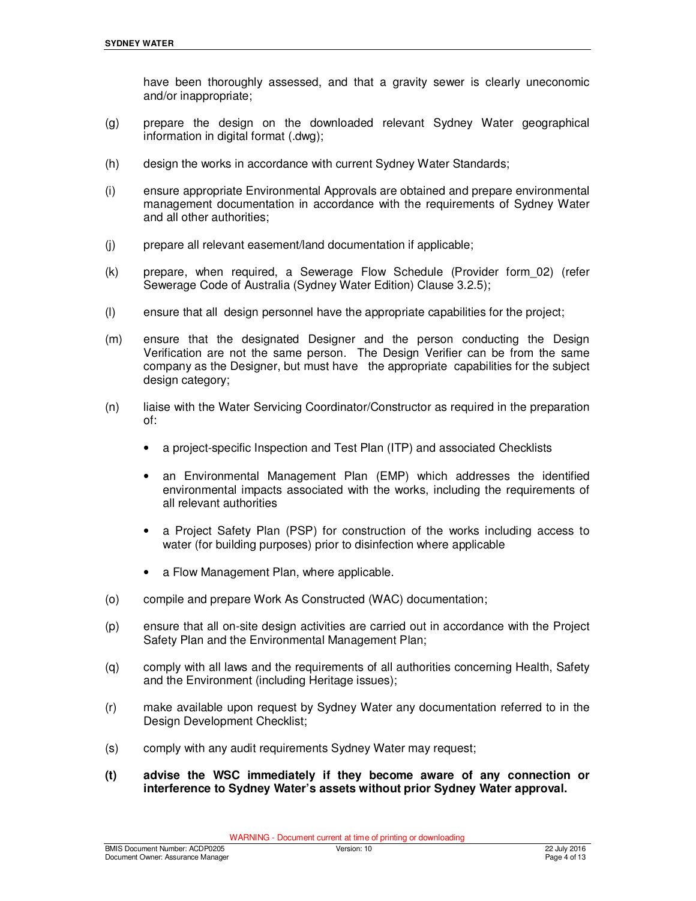have been thoroughly assessed, and that a gravity sewer is clearly uneconomic and/or inappropriate;

(g) prepare the design on the downloaded relevant Sydney Water geographical information in digital format (.dwg);

(h) design the works in accordance with current Sydney Water Standards;

(i) ensure appropriate Environmental Approvals are obtained and prepare environmental management documentation in accordance with the requirements of Sydney Water and all other authorities;

(j) prepare all relevant easement/land documentation if applicable;

(k) prepare, when required, a Sewerage Flow Schedule (Provider form_02) (refer Sewerage Code of Australia (Sydney Water Edition) Clause 3.2.5);

(l) ensure that all design personnel have the appropriate capabilities for the project;

(m) ensure that the designated Designer and the person conducting the Design Verification are not the same person. The Design Verifier can be from the same company as the Designer, but must have the appropriate capabilities for the subject design category;

(n) liaise with the Water Servicing Coordinator/Constructor as required in the preparation of:

- a project-specific Inspection and Test Plan (ITP) and associated Checklists
- an Environmental Management Plan (EMP) which addresses the identified environmental impacts associated with the works, including the requirements of all relevant authorities
- a Project Safety Plan (PSP) for construction of the works including access to water (for building purposes) prior to disinfection where applicable
- a Flow Management Plan, where applicable.

(o) compile and prepare Work As Constructed (WAC) documentation;

(p) ensure that all on-site design activities are carried out in accordance with the Project Safety Plan and the Environmental Management Plan;

(q) comply with all laws and the requirements of all authorities concerning Health, Safety and the Environment (including Heritage issues);

(r) make available upon request by Sydney Water any documentation referred to in the Design Development Checklist;

(s) comply with any audit requirements Sydney Water may request;

**(t) advise the WSC immediately if they become aware of any connection or interference to Sydney Water's assets without prior Sydney Water approval.**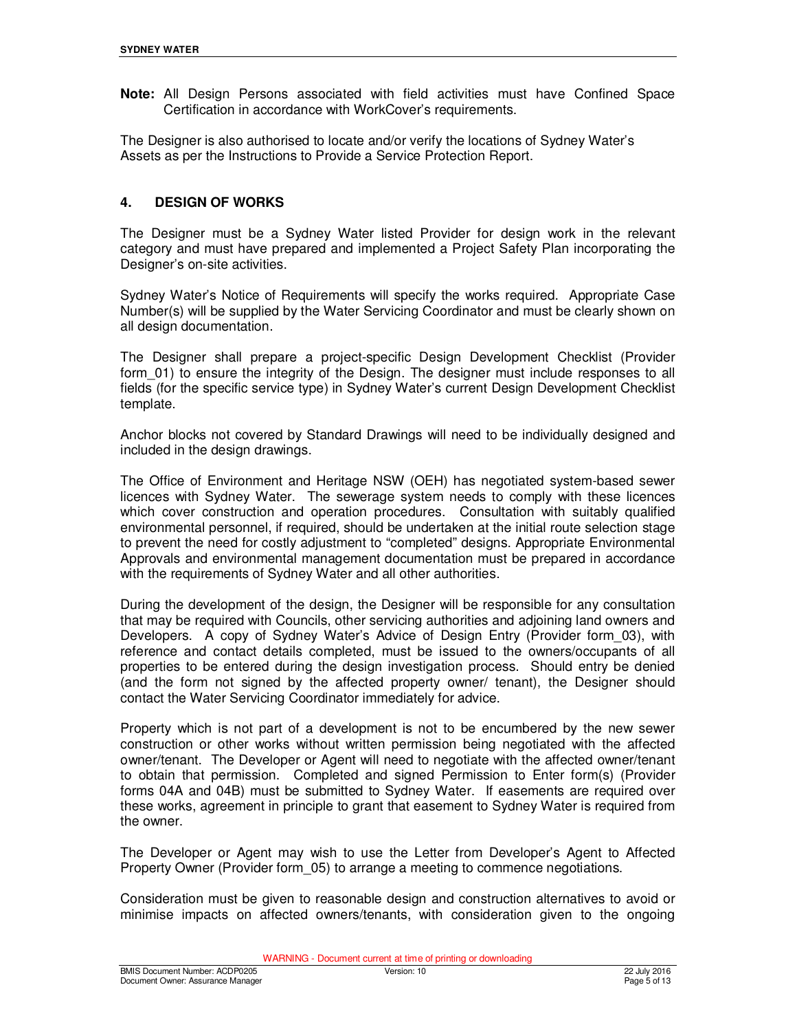**Note:** All Design Persons associated with field activities must have Confined Space Certification in accordance with WorkCover's requirements.

The Designer is also authorised to locate and/or verify the locations of Sydney Water's Assets as per the Instructions to Provide a Service Protection Report.

## 4. DESIGN OF WORKS

The Designer must be a Sydney Water listed Provider for design work in the relevant category and must have prepared and implemented a Project Safety Plan incorporating the Designer's on-site activities.

Sydney Water's Notice of Requirements will specify the works required. Appropriate Case Number(s) will be supplied by the Water Servicing Coordinator and must be clearly shown on all design documentation.

The Designer shall prepare a project-specific Design Development Checklist (Provider form_01) to ensure the integrity of the Design. The designer must include responses to all fields (for the specific service type) in Sydney Water's current Design Development Checklist template.

Anchor blocks not covered by Standard Drawings will need to be individually designed and included in the design drawings.

The Office of Environment and Heritage NSW (OEH) has negotiated system-based sewer licences with Sydney Water. The sewerage system needs to comply with these licences which cover construction and operation procedures. Consultation with suitably qualified environmental personnel, if required, should be undertaken at the initial route selection stage to prevent the need for costly adjustment to "completed" designs. Appropriate Environmental Approvals and environmental management documentation must be prepared in accordance with the requirements of Sydney Water and all other authorities.

During the development of the design, the Designer will be responsible for any consultation that may be required with Councils, other servicing authorities and adjoining land owners and Developers. A copy of Sydney Water's Advice of Design Entry (Provider form_03), with reference and contact details completed, must be issued to the owners/occupants of all properties to be entered during the design investigation process. Should entry be denied (and the form not signed by the affected property owner/ tenant), the Designer should contact the Water Servicing Coordinator immediately for advice.

Property which is not part of a development is not to be encumbered by the new sewer construction or other works without written permission being negotiated with the affected owner/tenant. The Developer or Agent will need to negotiate with the affected owner/tenant to obtain that permission. Completed and signed Permission to Enter form(s) (Provider forms 04A and 04B) must be submitted to Sydney Water. If easements are required over these works, agreement in principle to grant that easement to Sydney Water is required from the owner.

The Developer or Agent may wish to use the Letter from Developer's Agent to Affected Property Owner (Provider form_05) to arrange a meeting to commence negotiations.

Consideration must be given to reasonable design and construction alternatives to avoid or minimise impacts on affected owners/tenants, with consideration given to the ongoing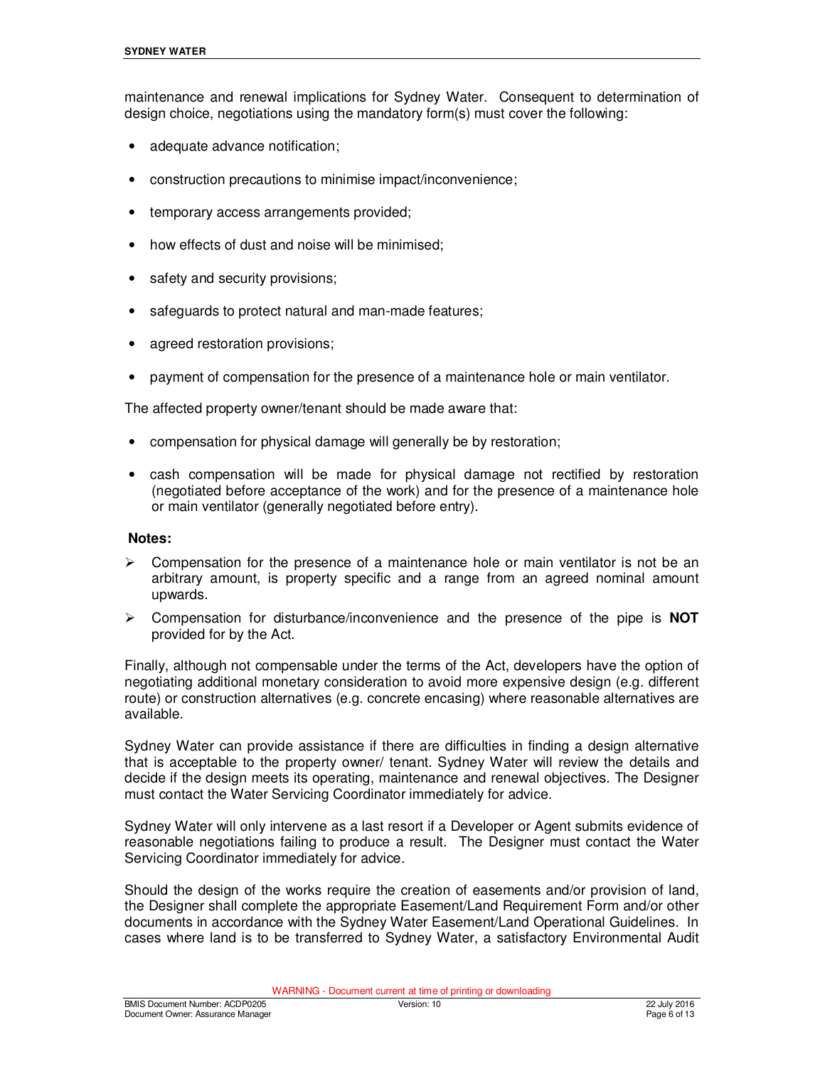maintenance and renewal implications for Sydney Water. Consequent to determination of design choice, negotiations using the mandatory form(s) must cover the following:

- adequate advance notification;
- construction precautions to minimise impact/inconvenience;
- temporary access arrangements provided;
- how effects of dust and noise will be minimised;
- safety and security provisions;
- safeguards to protect natural and man-made features;
- agreed restoration provisions;
- payment of compensation for the presence of a maintenance hole or main ventilator.

The affected property owner/tenant should be made aware that:

- compensation for physical damage will generally be by restoration;
- cash compensation will be made for physical damage not rectified by restoration (negotiated before acceptance of the work) and for the presence of a maintenance hole or main ventilator (generally negotiated before entry).

**Notes:**

- Compensation for the presence of a maintenance hole or main ventilator is not be an arbitrary amount, is property specific and a range from an agreed nominal amount upwards.
- Compensation for disturbance/inconvenience and the presence of the pipe is **NOT** provided for by the Act.

Finally, although not compensable under the terms of the Act, developers have the option of negotiating additional monetary consideration to avoid more expensive design (e.g. different route) or construction alternatives (e.g. concrete encasing) where reasonable alternatives are available.

Sydney Water can provide assistance if there are difficulties in finding a design alternative that is acceptable to the property owner/ tenant. Sydney Water will review the details and decide if the design meets its operating, maintenance and renewal objectives. The Designer must contact the Water Servicing Coordinator immediately for advice.

Sydney Water will only intervene as a last resort if a Developer or Agent submits evidence of reasonable negotiations failing to produce a result. The Designer must contact the Water Servicing Coordinator immediately for advice.

Should the design of the works require the creation of easements and/or provision of land, the Designer shall complete the appropriate Easement/Land Requirement Form and/or other documents in accordance with the Sydney Water Easement/Land Operational Guidelines. In cases where land is to be transferred to Sydney Water, a satisfactory Environmental Audit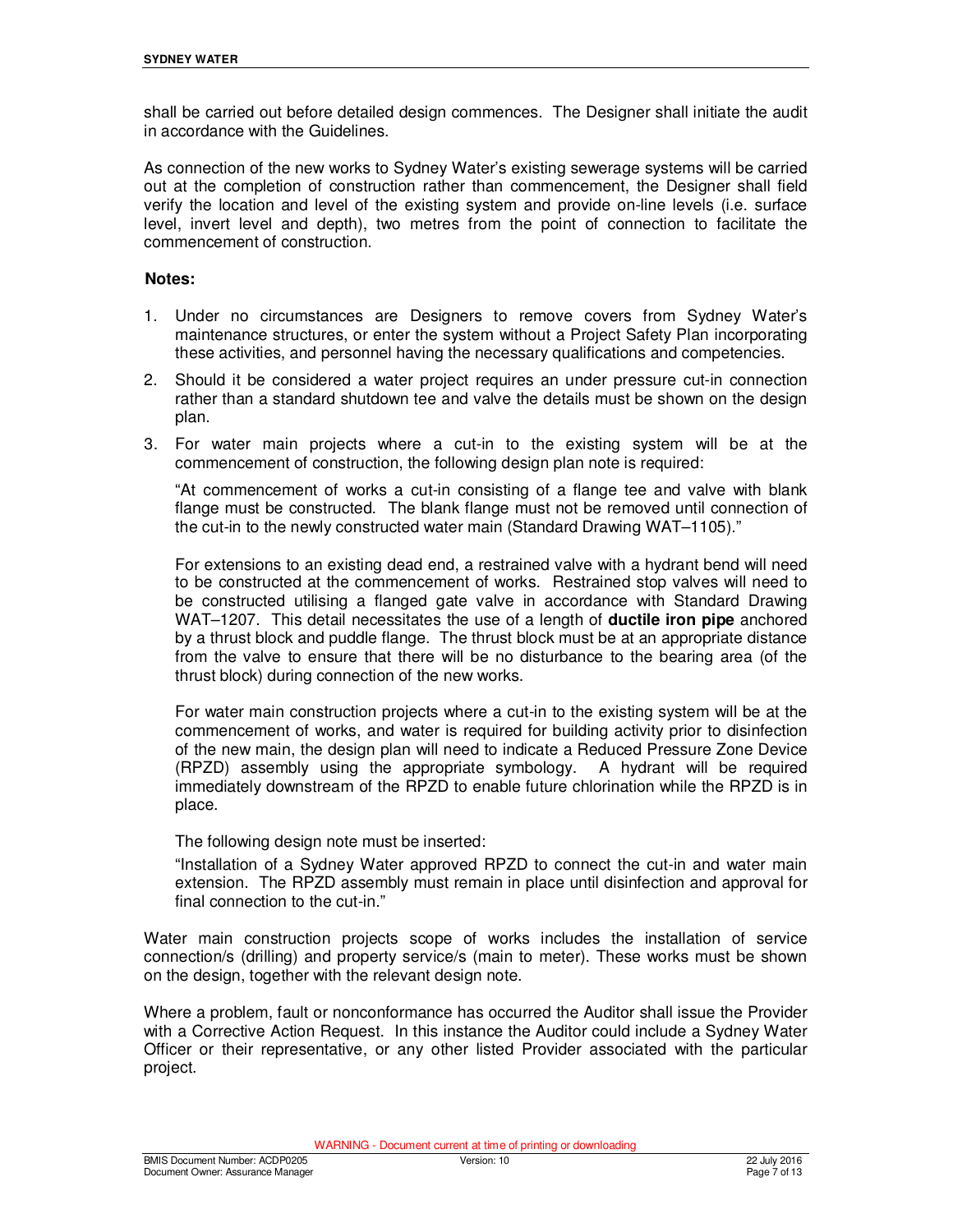shall be carried out before detailed design commences. The Designer shall initiate the audit in accordance with the Guidelines.

As connection of the new works to Sydney Water's existing sewerage systems will be carried out at the completion of construction rather than commencement, the Designer shall field verify the location and level of the existing system and provide on-line levels (i.e. surface level, invert level and depth), two metres from the point of connection to facilitate the commencement of construction.

**Notes:**

1. Under no circumstances are Designers to remove covers from Sydney Water's maintenance structures, or enter the system without a Project Safety Plan incorporating these activities, and personnel having the necessary qualifications and competencies.

2. Should it be considered a water project requires an under pressure cut-in connection rather than a standard shutdown tee and valve the details must be shown on the design plan.

3. For water main projects where a cut-in to the existing system will be at the commencement of construction, the following design plan note is required:

   "At commencement of works a cut-in consisting of a flange tee and valve with blank flange must be constructed. The blank flange must not be removed until connection of the cut-in to the newly constructed water main (Standard Drawing WAT–1105)."

   For extensions to an existing dead end, a restrained valve with a hydrant bend will need to be constructed at the commencement of works. Restrained stop valves will need to be constructed utilising a flanged gate valve in accordance with Standard Drawing WAT–1207. This detail necessitates the use of a length of **ductile iron pipe** anchored by a thrust block and puddle flange. The thrust block must be at an appropriate distance from the valve to ensure that there will be no disturbance to the bearing area (of the thrust block) during connection of the new works.

   For water main construction projects where a cut-in to the existing system will be at the commencement of works, and water is required for building activity prior to disinfection of the new main, the design plan will need to indicate a Reduced Pressure Zone Device (RPZD) assembly using the appropriate symbology. A hydrant will be required immediately downstream of the RPZD to enable future chlorination while the RPZD is in place.

   The following design note must be inserted:

   "Installation of a Sydney Water approved RPZD to connect the cut-in and water main extension. The RPZD assembly must remain in place until disinfection and approval for final connection to the cut-in."

Water main construction projects scope of works includes the installation of service connection/s (drilling) and property service/s (main to meter). These works must be shown on the design, together with the relevant design note.

Where a problem, fault or nonconformance has occurred the Auditor shall issue the Provider with a Corrective Action Request. In this instance the Auditor could include a Sydney Water Officer or their representative, or any other listed Provider associated with the particular project.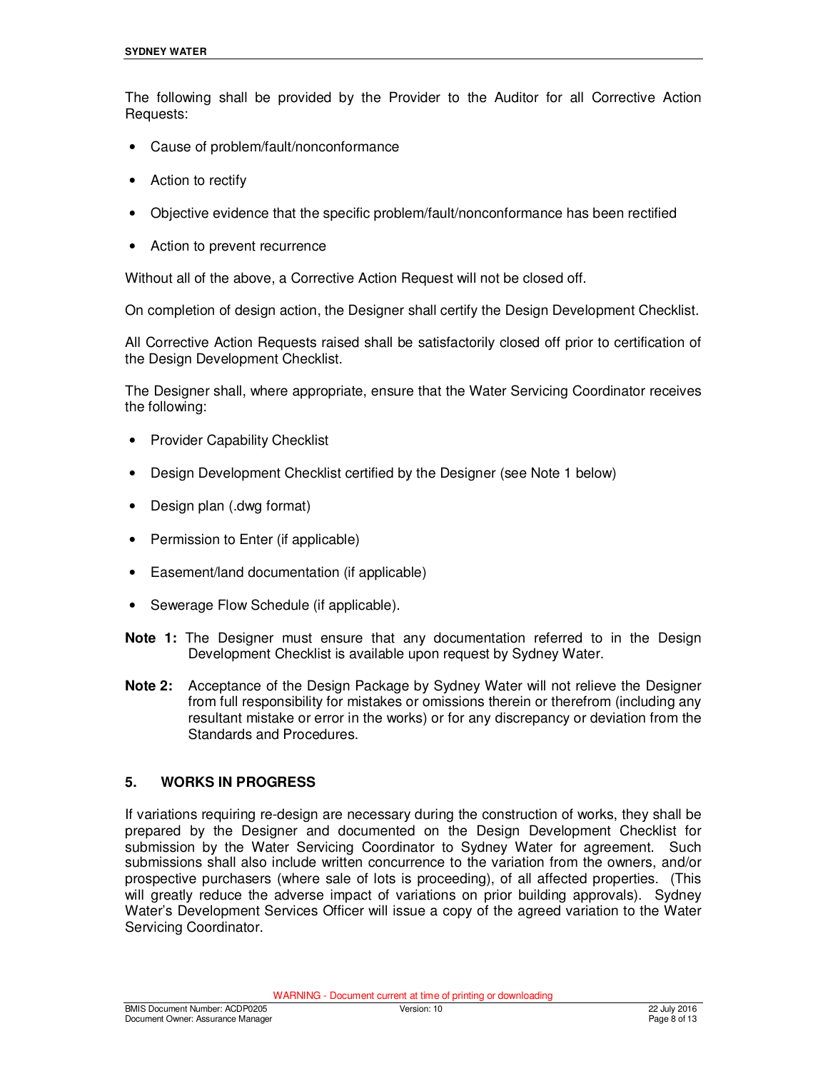The following shall be provided by the Provider to the Auditor for all Corrective Action Requests:

- Cause of problem/fault/nonconformance
- Action to rectify
- Objective evidence that the specific problem/fault/nonconformance has been rectified
- Action to prevent recurrence

Without all of the above, a Corrective Action Request will not be closed off.

On completion of design action, the Designer shall certify the Design Development Checklist.

All Corrective Action Requests raised shall be satisfactorily closed off prior to certification of the Design Development Checklist.

The Designer shall, where appropriate, ensure that the Water Servicing Coordinator receives the following:

- Provider Capability Checklist
- Design Development Checklist certified by the Designer (see Note 1 below)
- Design plan (.dwg format)
- Permission to Enter (if applicable)
- Easement/land documentation (if applicable)
- Sewerage Flow Schedule (if applicable).

**Note 1:** The Designer must ensure that any documentation referred to in the Design Development Checklist is available upon request by Sydney Water.

**Note 2:** Acceptance of the Design Package by Sydney Water will not relieve the Designer from full responsibility for mistakes or omissions therein or therefrom (including any resultant mistake or error in the works) or for any discrepancy or deviation from the Standards and Procedures.

## 5. WORKS IN PROGRESS

If variations requiring re-design are necessary during the construction of works, they shall be prepared by the Designer and documented on the Design Development Checklist for submission by the Water Servicing Coordinator to Sydney Water for agreement. Such submissions shall also include written concurrence to the variation from the owners, and/or prospective purchasers (where sale of lots is proceeding), of all affected properties. (This will greatly reduce the adverse impact of variations on prior building approvals). Sydney Water's Development Services Officer will issue a copy of the agreed variation to the Water Servicing Coordinator.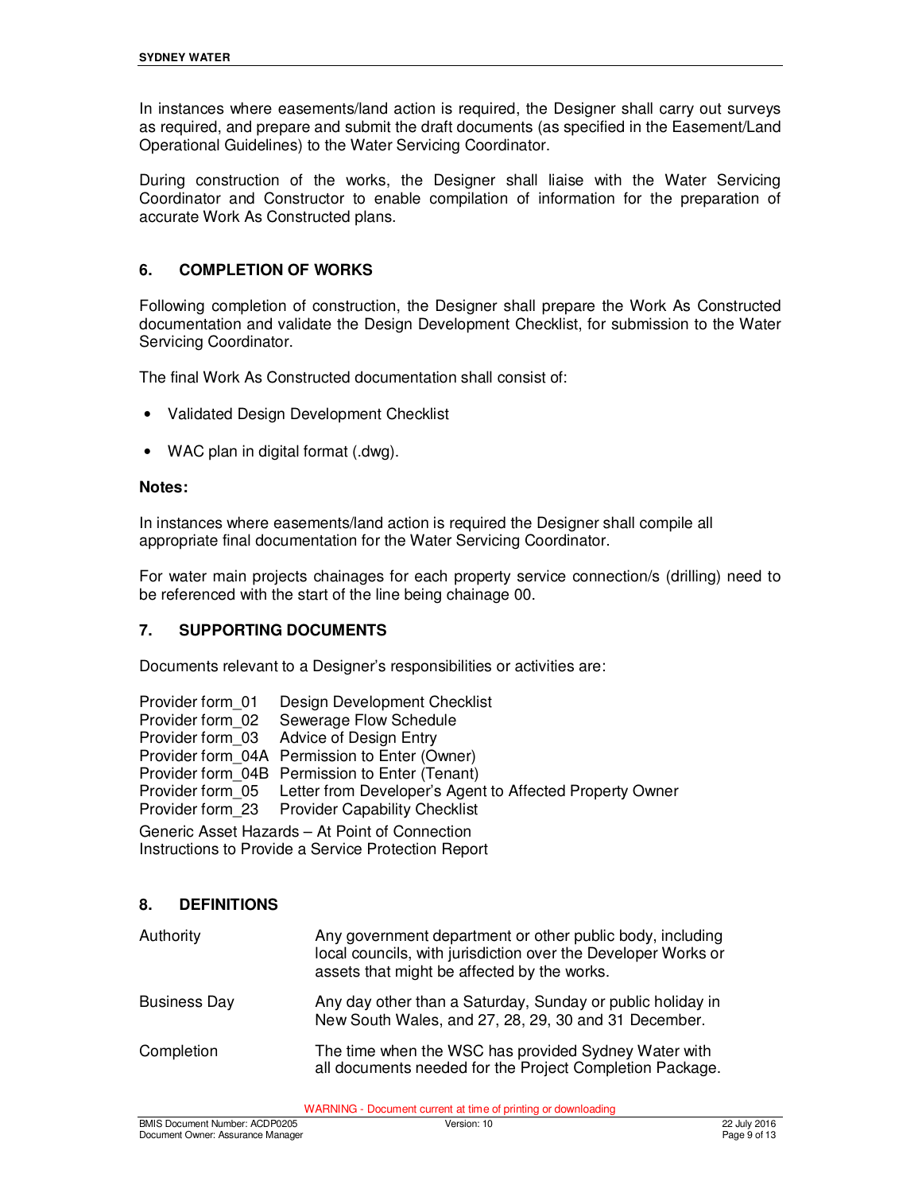In instances where easements/land action is required, the Designer shall carry out surveys as required, and prepare and submit the draft documents (as specified in the Easement/Land Operational Guidelines) to the Water Servicing Coordinator.

During construction of the works, the Designer shall liaise with the Water Servicing Coordinator and Constructor to enable compilation of information for the preparation of accurate Work As Constructed plans.

## 6. COMPLETION OF WORKS

Following completion of construction, the Designer shall prepare the Work As Constructed documentation and validate the Design Development Checklist, for submission to the Water Servicing Coordinator.

The final Work As Constructed documentation shall consist of:

- Validated Design Development Checklist
- WAC plan in digital format (.dwg).

**Notes:**

In instances where easements/land action is required the Designer shall compile all appropriate final documentation for the Water Servicing Coordinator.

For water main projects chainages for each property service connection/s (drilling) need to be referenced with the start of the line being chainage 00.

## 7. SUPPORTING DOCUMENTS

Documents relevant to a Designer's responsibilities or activities are:

| | |
|---|---|
| Provider form_01 | Design Development Checklist |
| Provider form_02 | Sewerage Flow Schedule |
| Provider form_03 | Advice of Design Entry |
| Provider form_04A | Permission to Enter (Owner) |
| Provider form_04B | Permission to Enter (Tenant) |
| Provider form_05 | Letter from Developer's Agent to Affected Property Owner |
| Provider form_23 | Provider Capability Checklist |

Generic Asset Hazards – At Point of Connection
Instructions to Provide a Service Protection Report

## 8. DEFINITIONS

| | |
|---|---|
| Authority | Any government department or other public body, including local councils, with jurisdiction over the Developer Works or assets that might be affected by the works. |
| Business Day | Any day other than a Saturday, Sunday or public holiday in New South Wales, and 27, 28, 29, 30 and 31 December. |
| Completion | The time when the WSC has provided Sydney Water with all documents needed for the Project Completion Package. |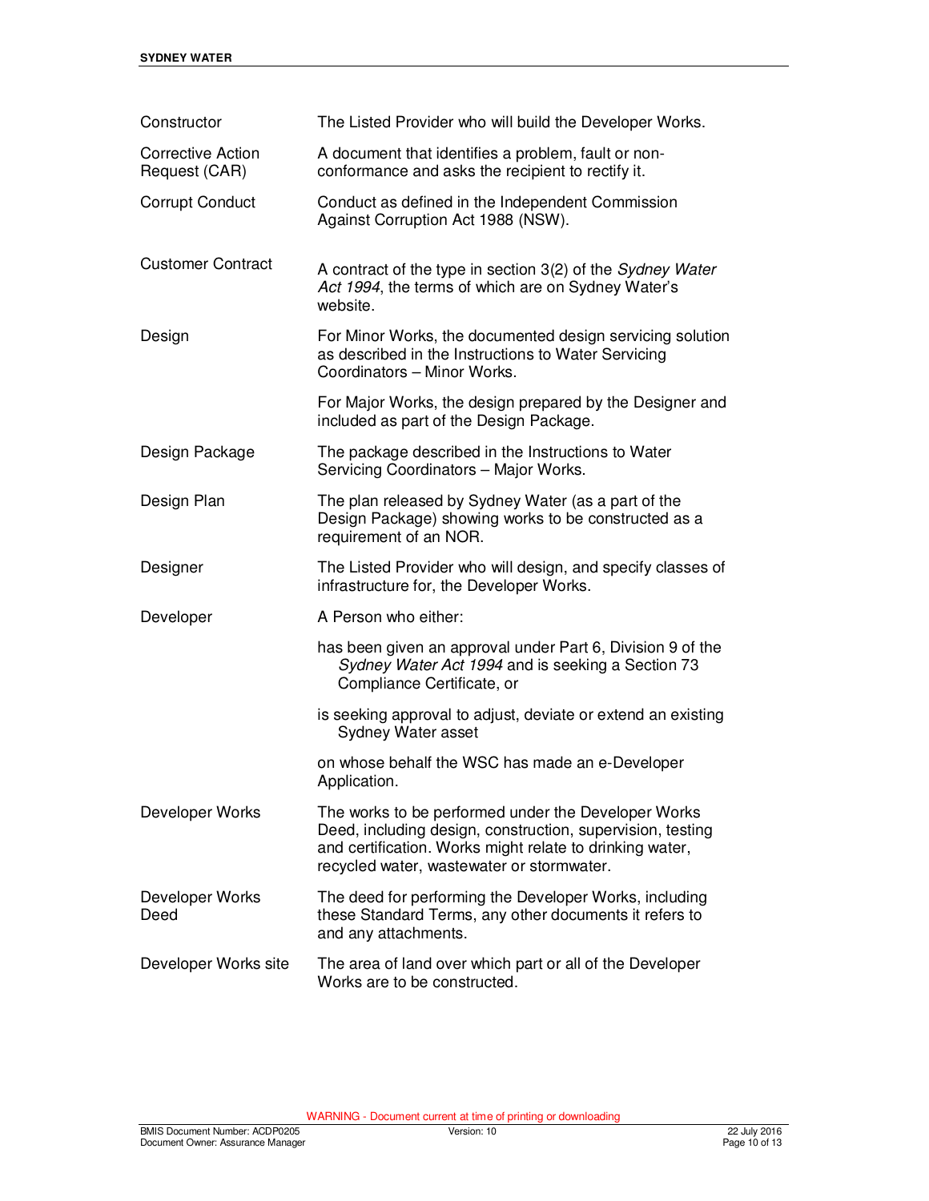| | |
|---|---|
| Constructor | The Listed Provider who will build the Developer Works. |
| Corrective Action Request (CAR) | A document that identifies a problem, fault or non-conformance and asks the recipient to rectify it. |
| Corrupt Conduct | Conduct as defined in the Independent Commission Against Corruption Act 1988 (NSW). |
| Customer Contract | A contract of the type in section 3(2) of the *Sydney Water Act 1994*, the terms of which are on Sydney Water's website. |
| Design | For Minor Works, the documented design servicing solution as described in the Instructions to Water Servicing Coordinators – Minor Works.<br><br>For Major Works, the design prepared by the Designer and included as part of the Design Package. |
| Design Package | The package described in the Instructions to Water Servicing Coordinators – Major Works. |
| Design Plan | The plan released by Sydney Water (as a part of the Design Package) showing works to be constructed as a requirement of an NOR. |
| Designer | The Listed Provider who will design, and specify classes of infrastructure for, the Developer Works. |
| Developer | A Person who either:<br><br>has been given an approval under Part 6, Division 9 of the *Sydney Water Act 1994* and is seeking a Section 73 Compliance Certificate, or<br><br>is seeking approval to adjust, deviate or extend an existing Sydney Water asset<br><br>on whose behalf the WSC has made an e-Developer Application. |
| Developer Works | The works to be performed under the Developer Works Deed, including design, construction, supervision, testing and certification. Works might relate to drinking water, recycled water, wastewater or stormwater. |
| Developer Works Deed | The deed for performing the Developer Works, including these Standard Terms, any other documents it refers to and any attachments. |
| Developer Works site | The area of land over which part or all of the Developer Works are to be constructed. |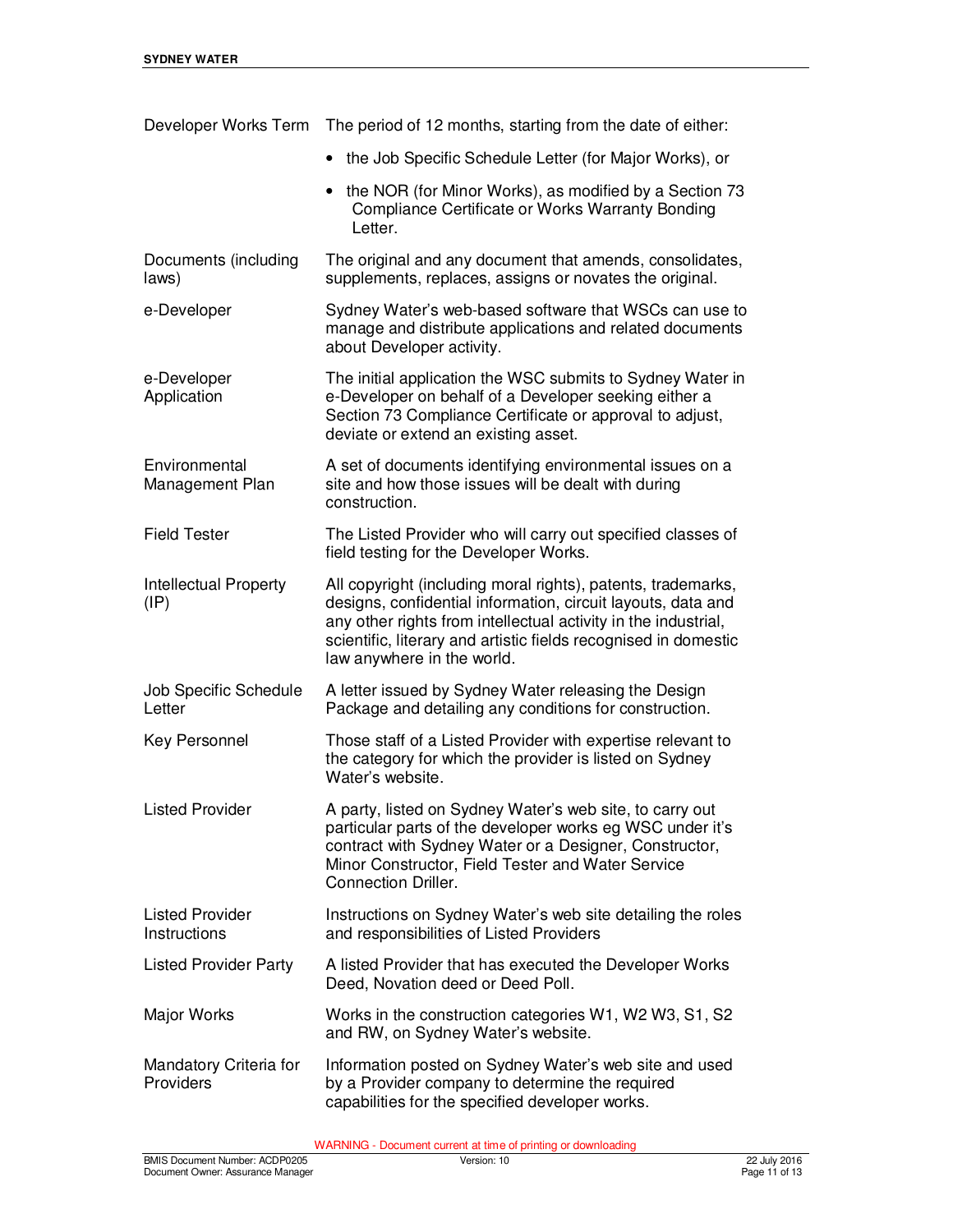| | |
|---|---|
| Developer Works Term | The period of 12 months, starting from the date of either:<br>• the Job Specific Schedule Letter (for Major Works), or<br>• the NOR (for Minor Works), as modified by a Section 73 Compliance Certificate or Works Warranty Bonding Letter. |
| Documents (including laws) | The original and any document that amends, consolidates, supplements, replaces, assigns or novates the original. |
| e-Developer | Sydney Water's web-based software that WSCs can use to manage and distribute applications and related documents about Developer activity. |
| e-Developer Application | The initial application the WSC submits to Sydney Water in e-Developer on behalf of a Developer seeking either a Section 73 Compliance Certificate or approval to adjust, deviate or extend an existing asset. |
| Environmental Management Plan | A set of documents identifying environmental issues on a site and how those issues will be dealt with during construction. |
| Field Tester | The Listed Provider who will carry out specified classes of field testing for the Developer Works. |
| Intellectual Property (IP) | All copyright (including moral rights), patents, trademarks, designs, confidential information, circuit layouts, data and any other rights from intellectual activity in the industrial, scientific, literary and artistic fields recognised in domestic law anywhere in the world. |
| Job Specific Schedule Letter | A letter issued by Sydney Water releasing the Design Package and detailing any conditions for construction. |
| Key Personnel | Those staff of a Listed Provider with expertise relevant to the category for which the provider is listed on Sydney Water's website. |
| Listed Provider | A party, listed on Sydney Water's web site, to carry out particular parts of the developer works eg WSC under it's contract with Sydney Water or a Designer, Constructor, Minor Constructor, Field Tester and Water Service Connection Driller. |
| Listed Provider Instructions | Instructions on Sydney Water's web site detailing the roles and responsibilities of Listed Providers |
| Listed Provider Party | A listed Provider that has executed the Developer Works Deed, Novation deed or Deed Poll. |
| Major Works | Works in the construction categories W1, W2 W3, S1, S2 and RW, on Sydney Water's website. |
| Mandatory Criteria for Providers | Information posted on Sydney Water's web site and used by a Provider company to determine the required capabilities for the specified developer works. |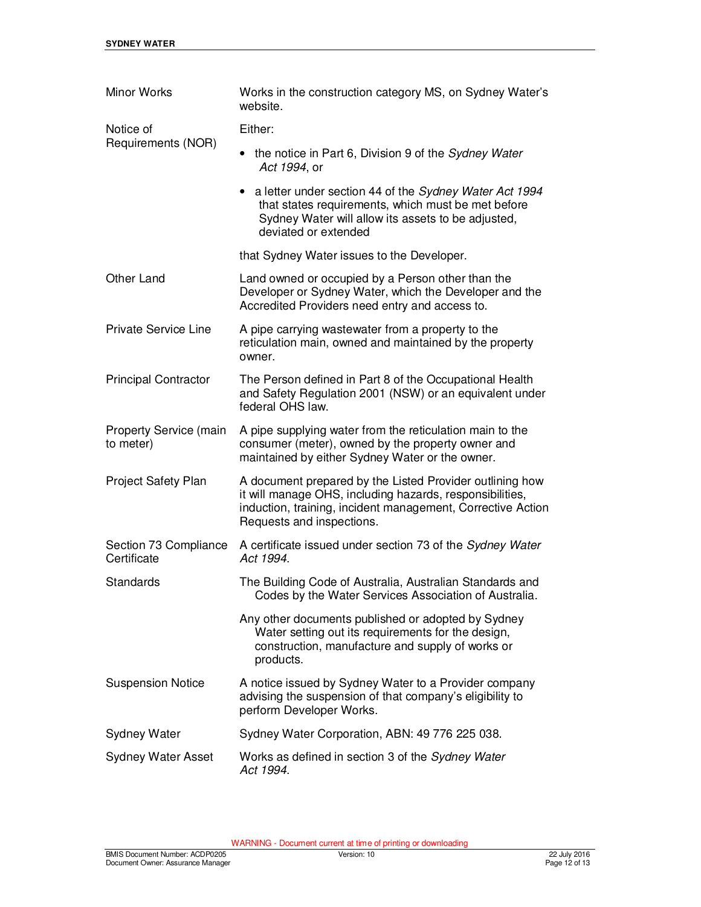| | |
|---|---|
| Minor Works | Works in the construction category MS, on Sydney Water's website. |
| Notice of Requirements (NOR) | Either:<br>• the notice in Part 6, Division 9 of the *Sydney Water Act 1994*, or<br>• a letter under section 44 of the *Sydney Water Act 1994* that states requirements, which must be met before Sydney Water will allow its assets to be adjusted, deviated or extended<br><br>that Sydney Water issues to the Developer. |
| Other Land | Land owned or occupied by a Person other than the Developer or Sydney Water, which the Developer and the Accredited Providers need entry and access to. |
| Private Service Line | A pipe carrying wastewater from a property to the reticulation main, owned and maintained by the property owner. |
| Principal Contractor | The Person defined in Part 8 of the Occupational Health and Safety Regulation 2001 (NSW) or an equivalent under federal OHS law. |
| Property Service (main to meter) | A pipe supplying water from the reticulation main to the consumer (meter), owned by the property owner and maintained by either Sydney Water or the owner. |
| Project Safety Plan | A document prepared by the Listed Provider outlining how it will manage OHS, including hazards, responsibilities, induction, training, incident management, Corrective Action Requests and inspections. |
| Section 73 Compliance Certificate | A certificate issued under section 73 of the *Sydney Water Act 1994*. |
| Standards | The Building Code of Australia, Australian Standards and Codes by the Water Services Association of Australia.<br><br>Any other documents published or adopted by Sydney Water setting out its requirements for the design, construction, manufacture and supply of works or products. |
| Suspension Notice | A notice issued by Sydney Water to a Provider company advising the suspension of that company's eligibility to perform Developer Works. |
| Sydney Water | Sydney Water Corporation, ABN: 49 776 225 038. |
| Sydney Water Asset | Works as defined in section 3 of the *Sydney Water Act 1994*. |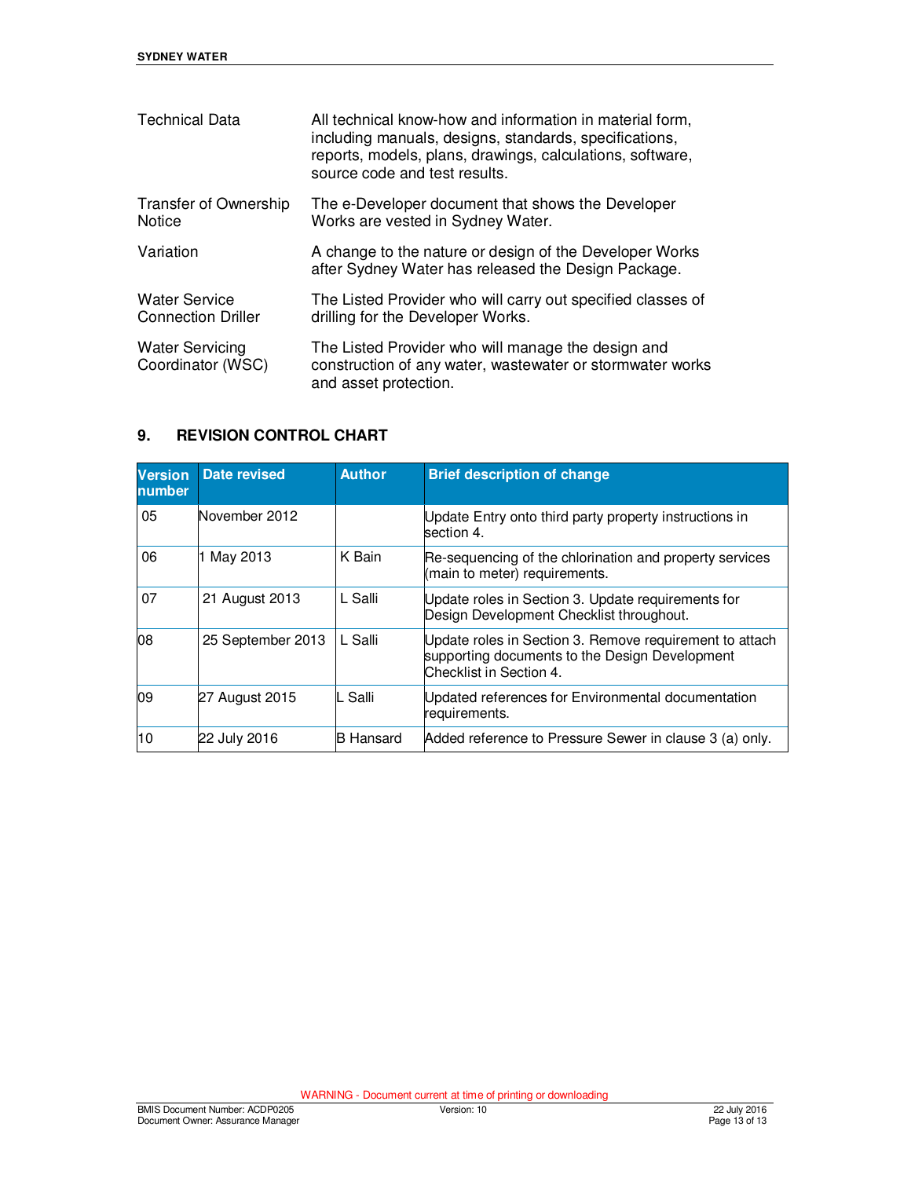| | |
|---|---|
| Technical Data | All technical know-how and information in material form, including manuals, designs, standards, specifications, reports, models, plans, drawings, calculations, software, source code and test results. |
| Transfer of Ownership Notice | The e-Developer document that shows the Developer Works are vested in Sydney Water. |
| Variation | A change to the nature or design of the Developer Works after Sydney Water has released the Design Package. |
| Water Service Connection Driller | The Listed Provider who will carry out specified classes of drilling for the Developer Works. |
| Water Servicing Coordinator (WSC) | The Listed Provider who will manage the design and construction of any water, wastewater or stormwater works and asset protection. |

## 9. REVISION CONTROL CHART

| Version number | Date revised | Author | Brief description of change |
|---|---|---|---|
| 05 | November 2012 | | Update Entry onto third party property instructions in section 4. |
| 06 | 1 May 2013 | K Bain | Re-sequencing of the chlorination and property services (main to meter) requirements. |
| 07 | 21 August 2013 | L Salli | Update roles in Section 3. Update requirements for Design Development Checklist throughout. |
| 08 | 25 September 2013 | L Salli | Update roles in Section 3. Remove requirement to attach supporting documents to the Design Development Checklist in Section 4. |
| 09 | 27 August 2015 | L Salli | Updated references for Environmental documentation requirements. |
| 10 | 22 July 2016 | B Hansard | Added reference to Pressure Sewer in clause 3 (a) only. |